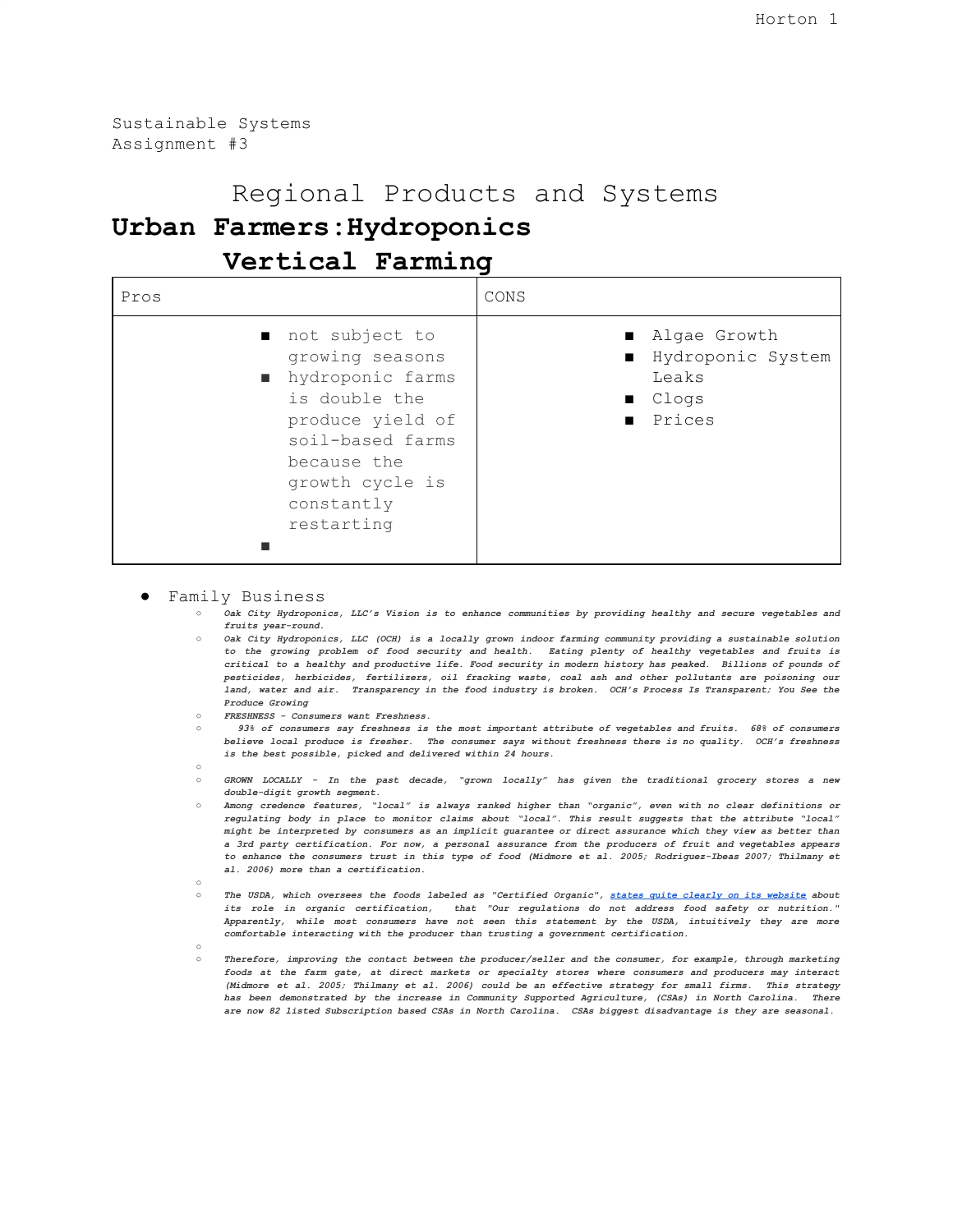Sustainable Systems
Assignment #3

# Regional Products and Systems

## **Urban Farmers:Hydroponics**

## **Vertical Farming**

| Pros | CONS |
|---|---|
| ■ not subject to growing seasons<br>■ hydroponic farms is double the produce yield of soil-based farms because the growth cycle is constantly restarting<br>■ | ■ Algae Growth<br>■ Hydroponic System Leaks<br>■ Clogs<br>■ Prices |

- Family Business
    - *Oak City Hydroponics, LLC's Vision is to enhance communities by providing healthy and secure vegetables and fruits year-round.*
    - *Oak City Hydroponics, LLC (OCH) is a locally grown indoor farming community providing a sustainable solution to the growing problem of food security and health. Eating plenty of healthy vegetables and fruits is critical to a healthy and productive life. Food security in modern history has peaked. Billions of pounds of pesticides, herbicides, fertilizers, oil fracking waste, coal ash and other pollutants are poisoning our land, water and air. Transparency in the food industry is broken. OCH's Process Is Transparent; You See the Produce Growing*
    - *FRESHNESS - Consumers want Freshness.*
    - *93% of consumers say freshness is the most important attribute of vegetables and fruits. 68% of consumers believe local produce is fresher. The consumer says without freshness there is no quality. OCH's freshness is the best possible, picked and delivered within 24 hours.*
    - 
    - *GROWN LOCALLY - In the past decade, "grown locally" has given the traditional grocery stores a new double-digit growth segment.*
    - *Among credence features, "local" is always ranked higher than "organic", even with no clear definitions or regulating body in place to monitor claims about "local". This result suggests that the attribute "local" might be interpreted by consumers as an implicit guarantee or direct assurance which they view as better than a 3rd party certification. For now, a personal assurance from the producers of fruit and vegetables appears to enhance the consumers trust in this type of food (Midmore et al. 2005; Rodriguez-Ibeas 2007; Thilmany et al. 2006) more than a certification.*
    - 
    - *The USDA, which oversees the foods labeled as "Certified Organic", states quite clearly on its website about its role in organic certification, that "Our regulations do not address food safety or nutrition." Apparently, while most consumers have not seen this statement by the USDA, intuitively they are more comfortable interacting with the producer than trusting a government certification.*
    - 
    - *Therefore, improving the contact between the producer/seller and the consumer, for example, through marketing foods at the farm gate, at direct markets or specialty stores where consumers and producers may interact (Midmore et al. 2005; Thilmany et al. 2006) could be an effective strategy for small firms. This strategy has been demonstrated by the increase in Community Supported Agriculture, (CSAs) in North Carolina. There are now 82 listed Subscription based CSAs in North Carolina. CSAs biggest disadvantage is they are seasonal.*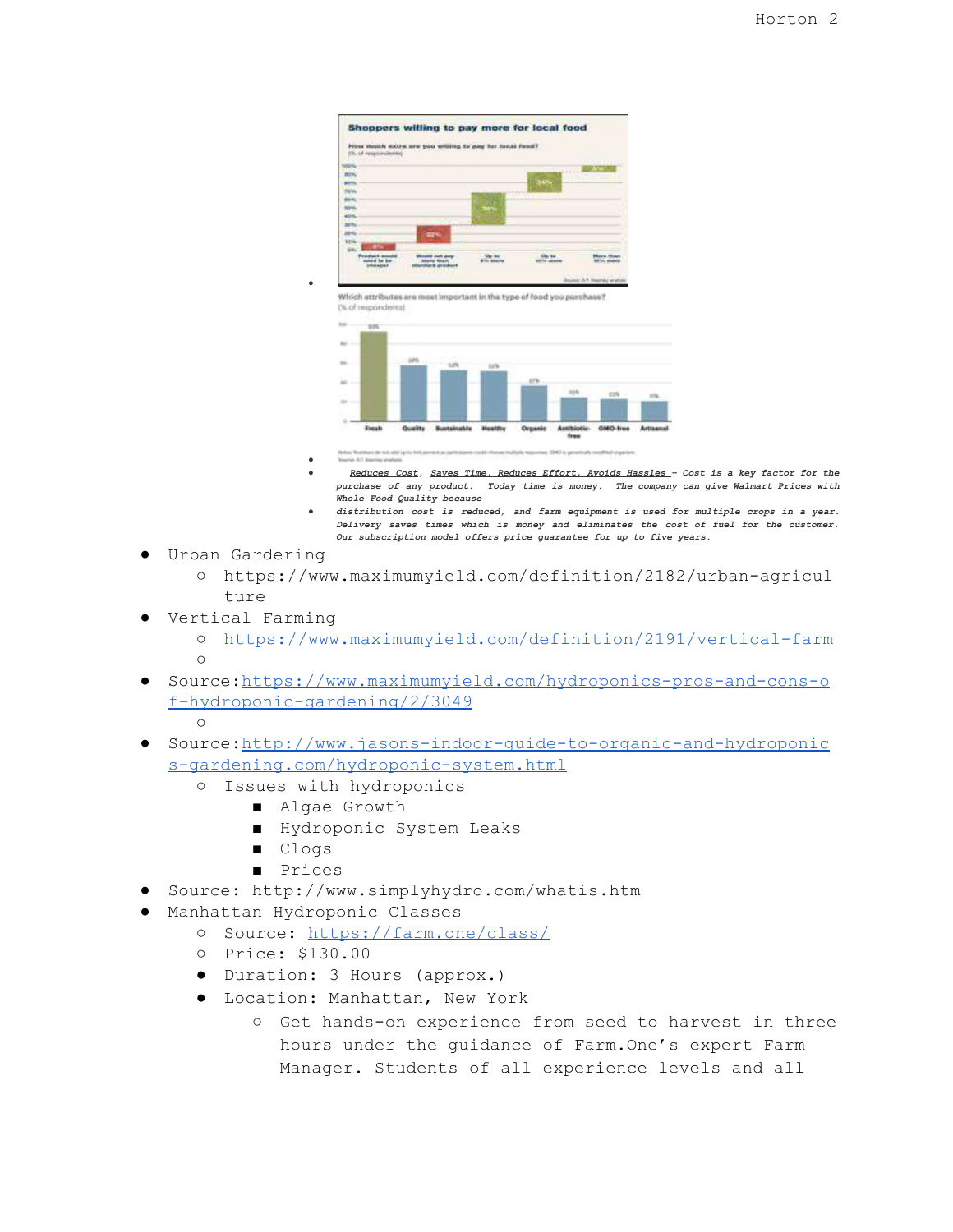- Reduces Cost, Saves Time, Reduces Effort, Avoids Hassles - Cost is a key factor for the purchase of any product. Today time is money. The company can give Walmart Prices with Whole Food Quality because
- distribution cost is reduced, and farm equipment is used for multiple crops in a year. Delivery saves times which is money and eliminates the cost of fuel for the customer. Our subscription model offers price guarantee for up to five years.

- Urban Gardering
    - https://www.maximumyield.com/definition/2182/urban-agriculture
- Vertical Farming
    - https://www.maximumyield.com/definition/2191/vertical-farm
- Source: https://www.maximumyield.com/hydroponics-pros-and-cons-of-hydroponic-gardening/2/3049
- Source: http://www.jasons-indoor-guide-to-organic-and-hydroponics-gardening.com/hydroponic-system.html
    - Issues with hydroponics
        - Algae Growth
        - Hydroponic System Leaks
        - Clogs
        - Prices
- Source: http://www.simplyhydro.com/whatis.htm
- Manhattan Hydroponic Classes
    - Source: https://farm.one/class/
    - Price: $130.00
    - Duration: 3 Hours (approx.)
    - Location: Manhattan, New York
        - Get hands-on experience from seed to harvest in three hours under the guidance of Farm.One's expert Farm Manager. Students of all experience levels and all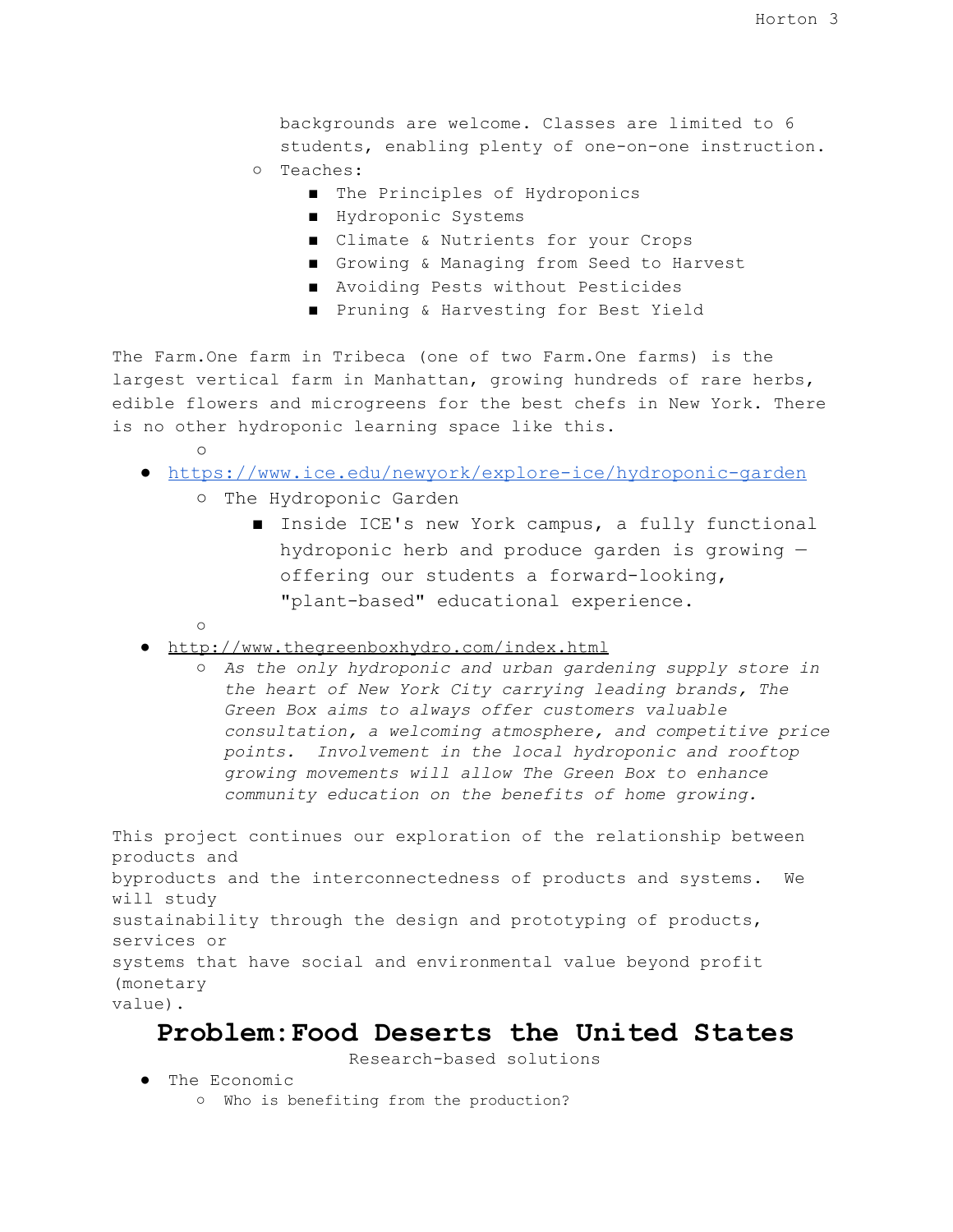backgrounds are welcome. Classes are limited to 6 students, enabling plenty of one-on-one instruction.

- Teaches:
  - The Principles of Hydroponics
  - Hydroponic Systems
  - Climate & Nutrients for your Crops
  - Growing & Managing from Seed to Harvest
  - Avoiding Pests without Pesticides
  - Pruning & Harvesting for Best Yield

The Farm.One farm in Tribeca (one of two Farm.One farms) is the largest vertical farm in Manhattan, growing hundreds of rare herbs, edible flowers and microgreens for the best chefs in New York. There is no other hydroponic learning space like this.

- https://www.ice.edu/newyork/explore-ice/hydroponic-garden
  - The Hydroponic Garden
    - Inside ICE's new York campus, a fully functional hydroponic herb and produce garden is growing — offering our students a forward-looking, "plant-based" educational experience.
- http://www.thegreenboxhydro.com/index.html
  - *As the only hydroponic and urban gardening supply store in the heart of New York City carrying leading brands, The Green Box aims to always offer customers valuable consultation, a welcoming atmosphere, and competitive price points. Involvement in the local hydroponic and rooftop growing movements will allow The Green Box to enhance community education on the benefits of home growing.*

This project continues our exploration of the relationship between products and byproducts and the interconnectedness of products and systems. We will study sustainability through the design and prototyping of products, services or systems that have social and environmental value beyond profit (monetary value).

# Problem:Food Deserts the United States

Research-based solutions

- The Economic
  - Who is benefiting from the production?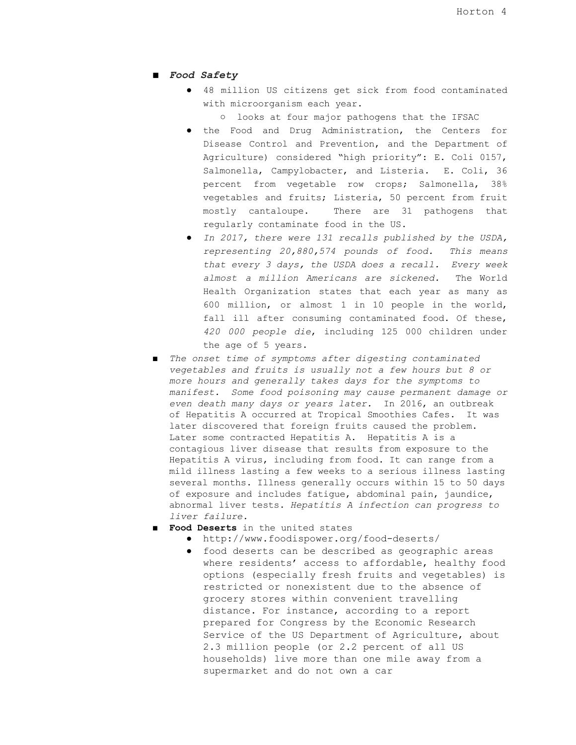- ***Food Safety***
  - 48 million US citizens get sick from food contaminated with microorganism each year.
    - looks at four major pathogens that the IFSAC
  - the Food and Drug Administration, the Centers for Disease Control and Prevention, and the Department of Agriculture) considered "high priority": E. Coli 0157, Salmonella, Campylobacter, and Listeria. E. Coli, 36 percent from vegetable row crops; Salmonella, 38% vegetables and fruits; Listeria, 50 percent from fruit mostly cantaloupe. There are 31 pathogens that regularly contaminate food in the US.
  - *In 2017, there were 131 recalls published by the USDA, representing 20,880,574 pounds of food. This means that every 3 days, the USDA does a recall. Every week almost a million Americans are sickened.* The World Health Organization states that each year as many as 600 million, or almost 1 in 10 people in the world, fall ill after consuming contaminated food. Of these, *420 000 people die*, including 125 000 children under the age of 5 years.
- *The onset time of symptoms after digesting contaminated vegetables and fruits is usually not a few hours but 8 or more hours and generally takes days for the symptoms to manifest. Some food poisoning may cause permanent damage or even death many days or years later.* In 2016, an outbreak of Hepatitis A occurred at Tropical Smoothies Cafes. It was later discovered that foreign fruits caused the problem. Later some contracted Hepatitis A. Hepatitis A is a contagious liver disease that results from exposure to the Hepatitis A virus, including from food. It can range from a mild illness lasting a few weeks to a serious illness lasting several months. Illness generally occurs within 15 to 50 days of exposure and includes fatigue, abdominal pain, jaundice, abnormal liver tests. *Hepatitis A infection can progress to liver failure.*
- **Food Deserts** in the united states
  - http://www.foodispower.org/food-deserts/
  - food deserts can be described as geographic areas where residents' access to affordable, healthy food options (especially fresh fruits and vegetables) is restricted or nonexistent due to the absence of grocery stores within convenient travelling distance. For instance, according to a report prepared for Congress by the Economic Research Service of the US Department of Agriculture, about 2.3 million people (or 2.2 percent of all US households) live more than one mile away from a supermarket and do not own a car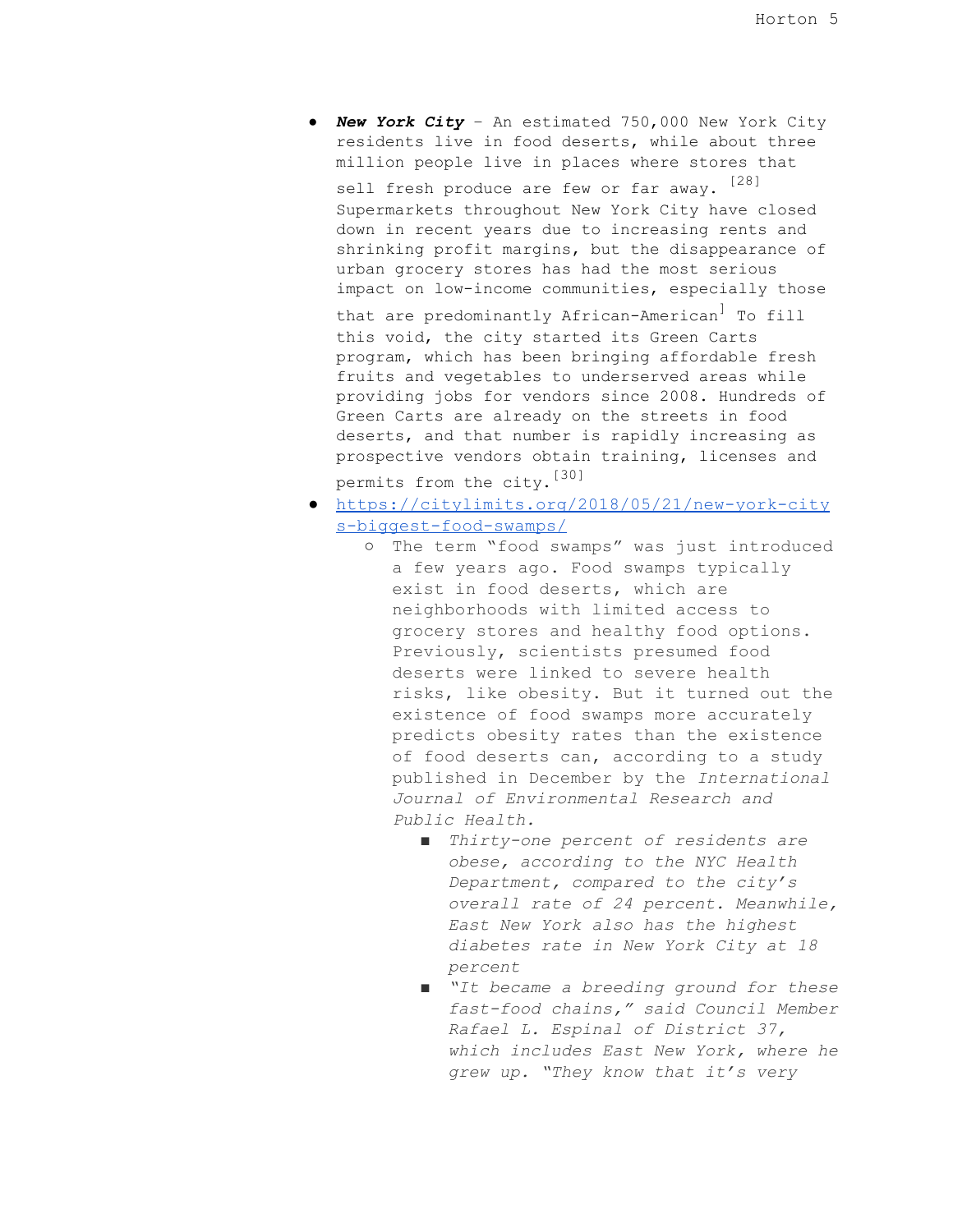- ***New York City*** – An estimated 750,000 New York City residents live in food deserts, while about three million people live in places where stores that sell fresh produce are few or far away. [28] Supermarkets throughout New York City have closed down in recent years due to increasing rents and shrinking profit margins, but the disappearance of urban grocery stores has had the most serious impact on low-income communities, especially those that are predominantly African-American] To fill this void, the city started its Green Carts program, which has been bringing affordable fresh fruits and vegetables to underserved areas while providing jobs for vendors since 2008. Hundreds of Green Carts are already on the streets in food deserts, and that number is rapidly increasing as prospective vendors obtain training, licenses and permits from the city.[30]
- [https://citylimits.org/2018/05/21/new-york-citys-biggest-food-swamps/](https://citylimits.org/2018/05/21/new-york-citys-biggest-food-swamps/)
  - The term "food swamps" was just introduced a few years ago. Food swamps typically exist in food deserts, which are neighborhoods with limited access to grocery stores and healthy food options. Previously, scientists presumed food deserts were linked to severe health risks, like obesity. But it turned out the existence of food swamps more accurately predicts obesity rates than the existence of food deserts can, according to a study published in December by the *International Journal of Environmental Research and Public Health.*
    - *Thirty-one percent of residents are obese, according to the NYC Health Department, compared to the city's overall rate of 24 percent. Meanwhile, East New York also has the highest diabetes rate in New York City at 18 percent*
    - *"It became a breeding ground for these fast-food chains," said Council Member Rafael L. Espinal of District 37, which includes East New York, where he grew up. "They know that it's very*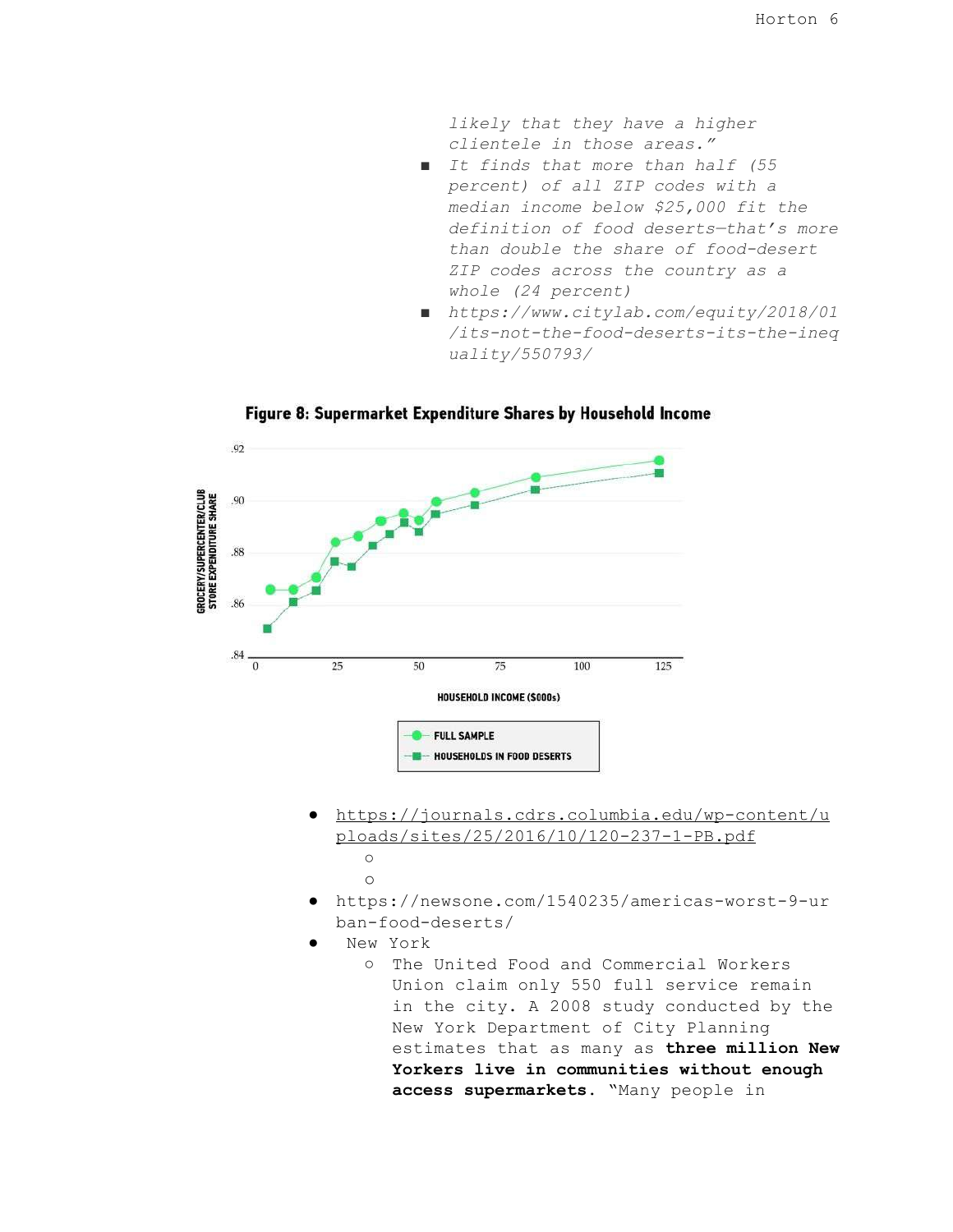*likely that they have a higher clientele in those areas."*

- *It finds that more than half (55 percent) of all ZIP codes with a median income below $25,000 fit the definition of food deserts—that's more than double the share of food-desert ZIP codes across the country as a whole (24 percent)*
- *https://www.citylab.com/equity/2018/01/its-not-the-food-deserts-its-the-inequality/550793/*

**Figure 8: Supermarket Expenditure Shares by Household Income**

- https://journals.cdrs.columbia.edu/wp-content/uploads/sites/25/2016/10/120-237-1-PB.pdf
  - 
  - 
- https://newsone.com/1540235/americas-worst-9-urban-food-deserts/
- New York
  - The United Food and Commercial Workers Union claim only 550 full service remain in the city. A 2008 study conducted by the New York Department of City Planning estimates that as many as **three million New Yorkers live in communities without enough access supermarkets**. "Many people in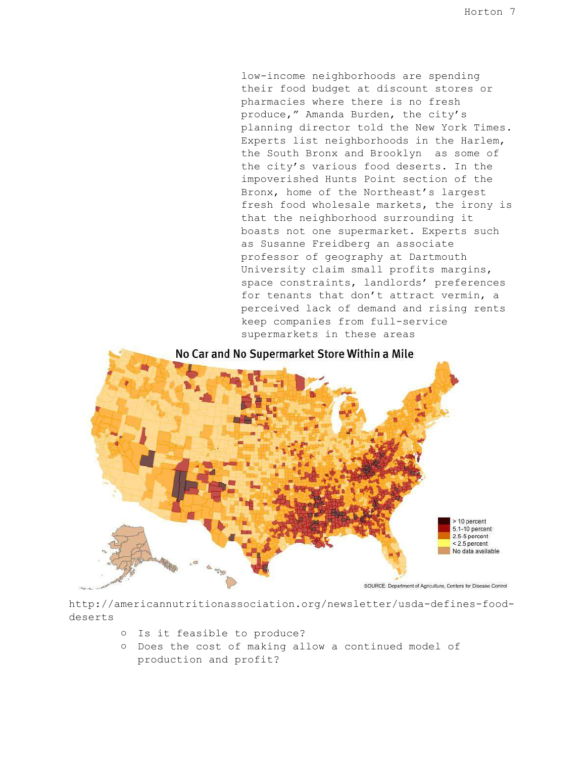low-income neighborhoods are spending their food budget at discount stores or pharmacies where there is no fresh produce," Amanda Burden, the city's planning director told the New York Times. Experts list neighborhoods in the Harlem, the South Bronx and Brooklyn as some of the city's various food deserts. In the impoverished Hunts Point section of the Bronx, home of the Northeast's largest fresh food wholesale markets, the irony is that the neighborhood surrounding it boasts not one supermarket. Experts such as Susanne Freidberg an associate professor of geography at Dartmouth University claim small profits margins, space constraints, landlords' preferences for tenants that don't attract vermin, a perceived lack of demand and rising rents keep companies from full-service supermarkets in these areas

No Car and No Supermarket Store Within a Mile

SOURCE: Department of Agriculture, Centers for Disease Control

http://americannutritionassociation.org/newsletter/usda-defines-food-deserts

- Is it feasible to produce?
- Does the cost of making allow a continued model of production and profit?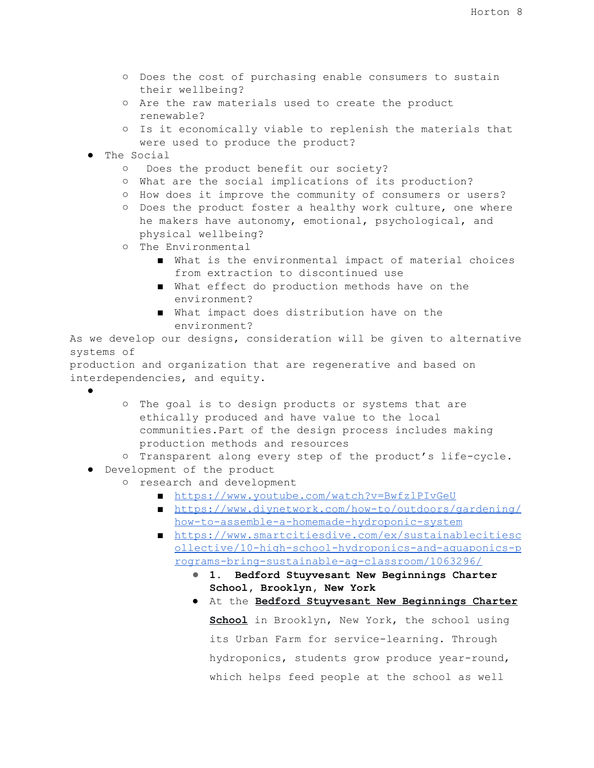- Does the cost of purchasing enable consumers to sustain their wellbeing?
    - Are the raw materials used to create the product renewable?
    - Is it economically viable to replenish the materials that were used to produce the product?
- The Social
    - Does the product benefit our society?
    - What are the social implications of its production?
    - How does it improve the community of consumers or users?
    - Does the product foster a healthy work culture, one where he makers have autonomy, emotional, psychological, and physical wellbeing?
    - The Environmental
        - What is the environmental impact of material choices from extraction to discontinued use
        - What effect do production methods have on the environment?
        - What impact does distribution have on the environment?

As we develop our designs, consideration will be given to alternative systems of
production and organization that are regenerative and based on interdependencies, and equity.

- 
    - The goal is to design products or systems that are ethically produced and have value to the local communities.Part of the design process includes making production methods and resources
    - Transparent along every step of the product's life-cycle.
- Development of the product
    - research and development
        - [https://www.youtube.com/watch?v=BwfzlPIvGeU](https://www.youtube.com/watch?v=BwfzlPIvGeU)
        - [https://www.diynetwork.com/how-to/outdoors/gardening/how-to-assemble-a-homemade-hydroponic-system](https://www.diynetwork.com/how-to/outdoors/gardening/how-to-assemble-a-homemade-hydroponic-system)
        - [https://www.smartcitiesdive.com/ex/sustainablecitiescollective/10-high-school-hydroponics-and-aquaponics-programs-bring-sustainable-ag-classroom/1063296/](https://www.smartcitiesdive.com/ex/sustainablecitiescollective/10-high-school-hydroponics-and-aquaponics-programs-bring-sustainable-ag-classroom/1063296/)
            - **1. Bedford Stuyvesant New Beginnings Charter School, Brooklyn, New York**
            - At the **Bedford Stuyvesant New Beginnings Charter School** in Brooklyn, New York, the school using its Urban Farm for service-learning. Through hydroponics, students grow produce year-round, which helps feed people at the school as well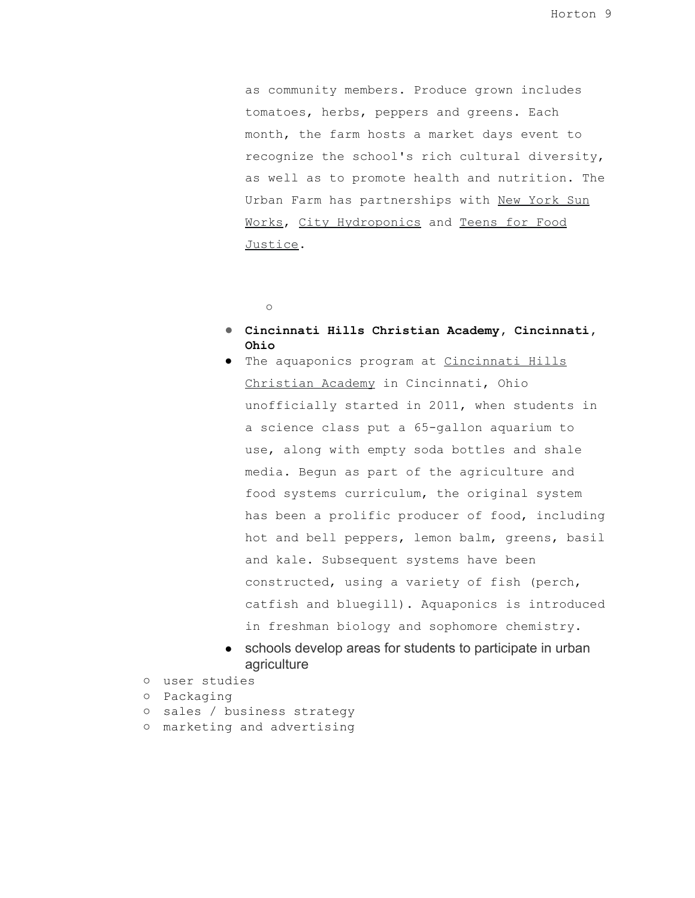as community members. Produce grown includes tomatoes, herbs, peppers and greens. Each month, the farm hosts a market days event to recognize the school's rich cultural diversity, as well as to promote health and nutrition. The Urban Farm has partnerships with New York Sun Works, City Hydroponics and Teens for Food Justice.

- **Cincinnati Hills Christian Academy, Cincinnati, Ohio**
- The aquaponics program at Cincinnati Hills Christian Academy in Cincinnati, Ohio unofficially started in 2011, when students in a science class put a 65-gallon aquarium to use, along with empty soda bottles and shale media. Begun as part of the agriculture and food systems curriculum, the original system has been a prolific producer of food, including hot and bell peppers, lemon balm, greens, basil and kale. Subsequent systems have been constructed, using a variety of fish (perch, catfish and bluegill). Aquaponics is introduced in freshman biology and sophomore chemistry.
- schools develop areas for students to participate in urban agriculture

- user studies
- Packaging
- sales / business strategy
- marketing and advertising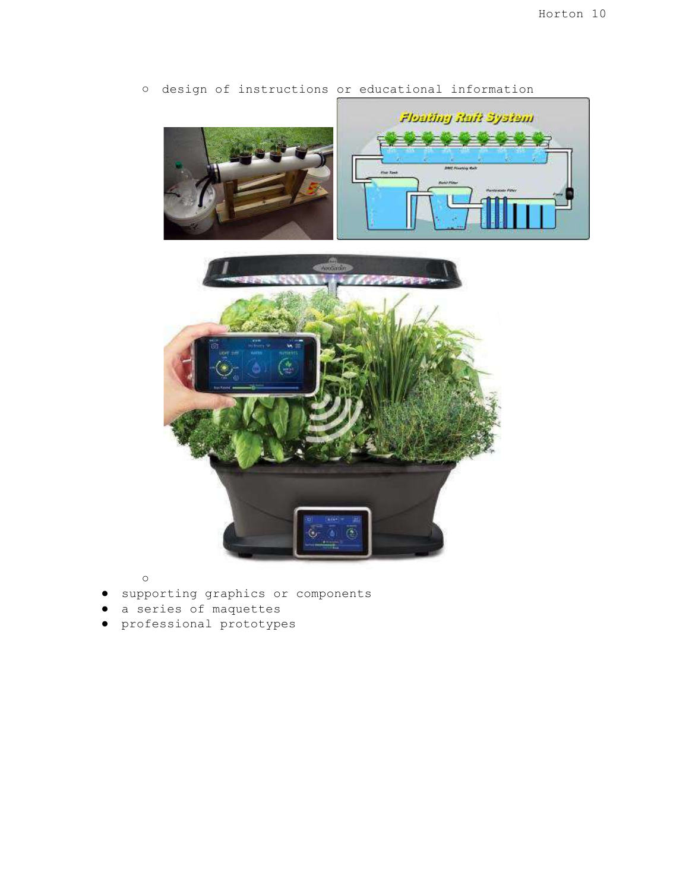- design of instructions or educational information

- supporting graphics or components
- a series of maquettes
- professional prototypes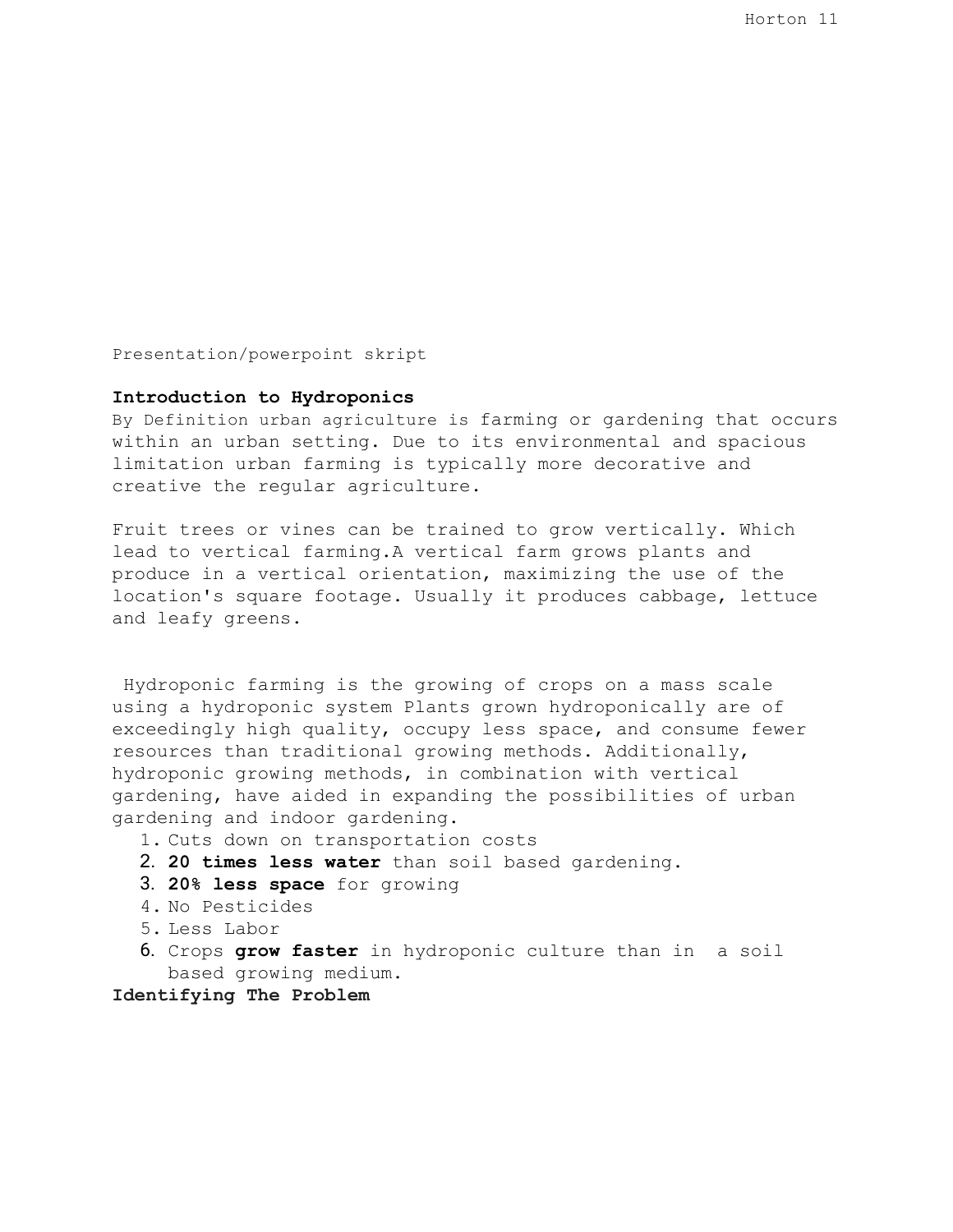Presentation/powerpoint skript

**Introduction to Hydroponics**

By Definition urban agriculture is farming or gardening that occurs within an urban setting. Due to its environmental and spacious limitation urban farming is typically more decorative and creative the regular agriculture.

Fruit trees or vines can be trained to grow vertically. Which lead to vertical farming.A vertical farm grows plants and produce in a vertical orientation, maximizing the use of the location's square footage. Usually it produces cabbage, lettuce and leafy greens.

Hydroponic farming is the growing of crops on a mass scale using a hydroponic system Plants grown hydroponically are of exceedingly high quality, occupy less space, and consume fewer resources than traditional growing methods. Additionally, hydroponic growing methods, in combination with vertical gardening, have aided in expanding the possibilities of urban gardening and indoor gardening.

1. Cuts down on transportation costs
2. **20 times less water** than soil based gardening.
3. **20% less space** for growing
4. No Pesticides
5. Less Labor
6. Crops **grow faster** in hydroponic culture than in a soil based growing medium.

**Identifying The Problem**